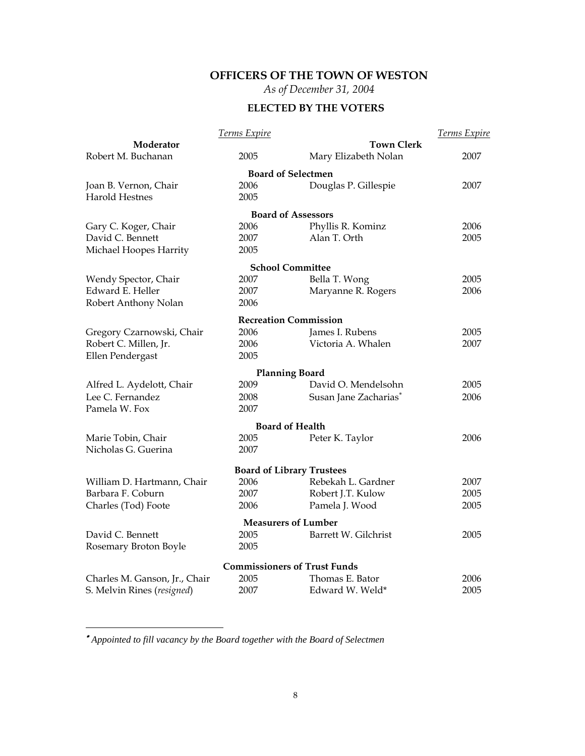# OFFICERS OF THE TOWN OF WESTON

*As of December 31, 2004*

## ELECTED BY THE VOTERS

| | *Terms Expire* | | *Terms Expire* |
|---|---|---|---|
| **Moderator** | | **Town Clerk** | |
| Robert M. Buchanan | 2005 | Mary Elizabeth Nolan | 2007 |
| **Board of Selectmen** | | | |
| Joan B. Vernon, Chair | 2006 | Douglas P. Gillespie | 2007 |
| Harold Hestnes | 2005 | | |
| **Board of Assessors** | | | |
| Gary C. Koger, Chair | 2006 | Phyllis R. Kominz | 2006 |
| David C. Bennett | 2007 | Alan T. Orth | 2005 |
| Michael Hoopes Harrity | 2005 | | |
| **School Committee** | | | |
| Wendy Spector, Chair | 2007 | Bella T. Wong | 2005 |
| Edward E. Heller | 2007 | Maryanne R. Rogers | 2006 |
| Robert Anthony Nolan | 2006 | | |
| **Recreation Commission** | | | |
| Gregory Czarnowski, Chair | 2006 | James I. Rubens | 2005 |
| Robert C. Millen, Jr. | 2006 | Victoria A. Whalen | 2007 |
| Ellen Pendergast | 2005 | | |
| **Planning Board** | | | |
| Alfred L. Aydelott, Chair | 2009 | David O. Mendelsohn | 2005 |
| Lee C. Fernandez | 2008 | Susan Jane Zacharias* | 2006 |
| Pamela W. Fox | 2007 | | |
| **Board of Health** | | | |
| Marie Tobin, Chair | 2005 | Peter K. Taylor | 2006 |
| Nicholas G. Guerina | 2007 | | |
| **Board of Library Trustees** | | | |
| William D. Hartmann, Chair | 2006 | Rebekah L. Gardner | 2007 |
| Barbara F. Coburn | 2007 | Robert J.T. Kulow | 2005 |
| Charles (Tod) Foote | 2006 | Pamela J. Wood | 2005 |
| **Measurers of Lumber** | | | |
| David C. Bennett | 2005 | Barrett W. Gilchrist | 2005 |
| Rosemary Broton Boyle | 2005 | | |
| **Commissioners of Trust Funds** | | | |
| Charles M. Ganson, Jr., Chair | 2005 | Thomas E. Bator | 2006 |
| S. Melvin Rines (*resigned*) | 2007 | Edward W. Weld* | 2005 |

\* *Appointed to fill vacancy by the Board together with the Board of Selectmen*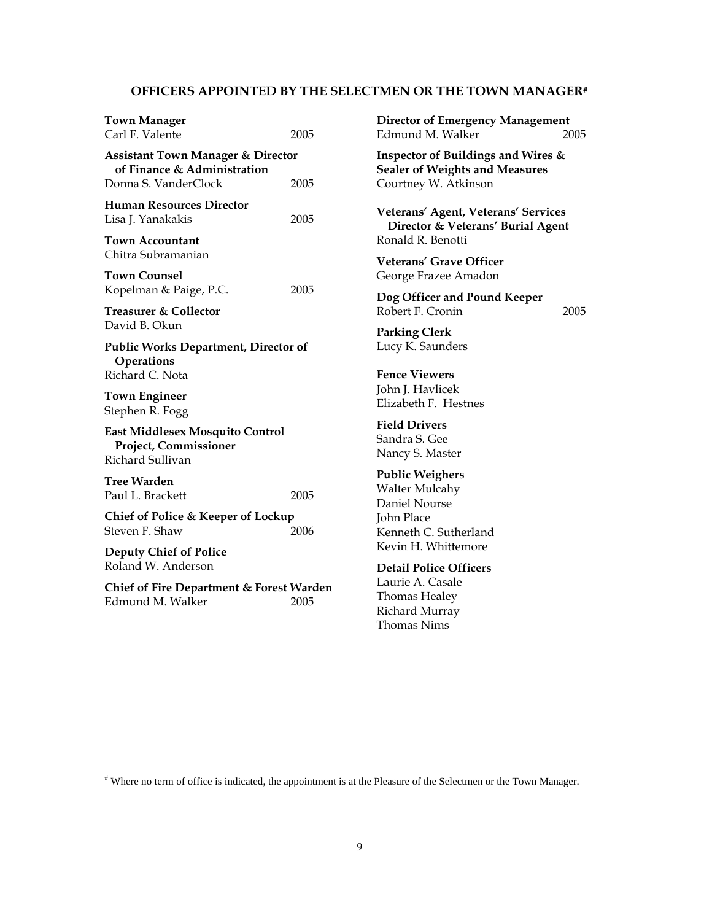## OFFICERS APPOINTED BY THE SELECTMEN OR THE TOWN MANAGER[#]

**Town Manager**
Carl F. Valente 2005

**Assistant Town Manager & Director of Finance & Administration**
Donna S. VanderClock 2005

**Human Resources Director**
Lisa J. Yanakakis 2005

**Town Accountant**
Chitra Subramanian

**Town Counsel**
Kopelman & Paige, P.C. 2005

**Treasurer & Collector**
David B. Okun

**Public Works Department, Director of Operations**
Richard C. Nota

**Town Engineer**
Stephen R. Fogg

**East Middlesex Mosquito Control Project, Commissioner**
Richard Sullivan

**Tree Warden**
Paul L. Brackett 2005

**Chief of Police & Keeper of Lockup**
Steven F. Shaw 2006

**Deputy Chief of Police**
Roland W. Anderson

**Chief of Fire Department & Forest Warden**
Edmund M. Walker 2005

**Director of Emergency Management**
Edmund M. Walker 2005

**Inspector of Buildings and Wires & Sealer of Weights and Measures**
Courtney W. Atkinson

**Veterans' Agent, Veterans' Services Director & Veterans' Burial Agent**
Ronald R. Benotti

**Veterans' Grave Officer**
George Frazee Amadon

**Dog Officer and Pound Keeper**
Robert F. Cronin 2005

**Parking Clerk**
Lucy K. Saunders

**Fence Viewers**
John J. Havlicek
Elizabeth F. Hestnes

**Field Drivers**
Sandra S. Gee
Nancy S. Master

**Public Weighers**
Walter Mulcahy
Daniel Nourse
John Place
Kenneth C. Sutherland
Kevin H. Whittemore

**Detail Police Officers**
Laurie A. Casale
Thomas Healey
Richard Murray
Thomas Nims

---

[#] Where no term of office is indicated, the appointment is at the Pleasure of the Selectmen or the Town Manager.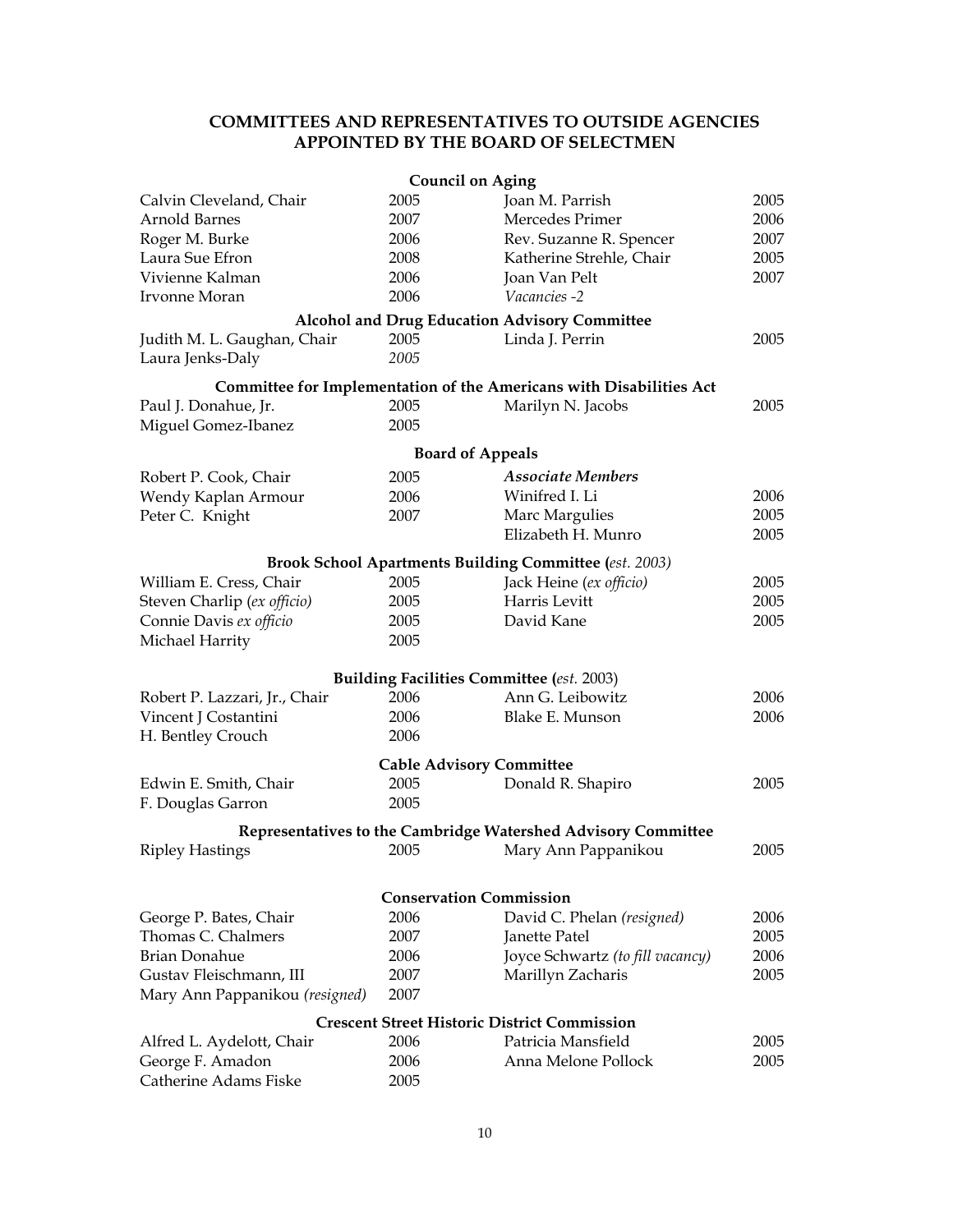# COMMITTEES AND REPRESENTATIVES TO OUTSIDE AGENCIES APPOINTED BY THE BOARD OF SELECTMEN

## Council on Aging

| | | | |
|---|---|---|---|
| Calvin Cleveland, Chair | 2005 | Joan M. Parrish | 2005 |
| Arnold Barnes | 2007 | Mercedes Primer | 2006 |
| Roger M. Burke | 2006 | Rev. Suzanne R. Spencer | 2007 |
| Laura Sue Efron | 2008 | Katherine Strehle, Chair | 2005 |
| Vivienne Kalman | 2006 | Joan Van Pelt | 2007 |
| Irvonne Moran | 2006 | *Vacancies -2* | |

## Alcohol and Drug Education Advisory Committee

| | | | |
|---|---|---|---|
| Judith M. L. Gaughan, Chair | 2005 | Linda J. Perrin | 2005 |
| Laura Jenks-Daly | *2005* | | |

## Committee for Implementation of the Americans with Disabilities Act

| | | | |
|---|---|---|---|
| Paul J. Donahue, Jr. | 2005 | Marilyn N. Jacobs | 2005 |
| Miguel Gomez-Ibanez | 2005 | | |

## Board of Appeals

| | | | |
|---|---|---|---|
| Robert P. Cook, Chair | 2005 | ***Associate Members*** | |
| Wendy Kaplan Armour | 2006 | Winifred I. Li | 2006 |
| Peter C. Knight | 2007 | Marc Margulies | 2005 |
| | | Elizabeth H. Munro | 2005 |

## Brook School Apartments Building Committee (*est. 2003*)

| | | | |
|---|---|---|---|
| William E. Cress, Chair | 2005 | Jack Heine (*ex officio*) | 2005 |
| Steven Charlip (*ex officio*) | 2005 | Harris Levitt | 2005 |
| Connie Davis *ex officio* | 2005 | David Kane | 2005 |
| Michael Harrity | 2005 | | |

## Building Facilities Committee (*est.* 2003)

| | | | |
|---|---|---|---|
| Robert P. Lazzari, Jr., Chair | 2006 | Ann G. Leibowitz | 2006 |
| Vincent J Costantini | 2006 | Blake E. Munson | 2006 |
| H. Bentley Crouch | 2006 | | |

## Cable Advisory Committee

| | | | |
|---|---|---|---|
| Edwin E. Smith, Chair | 2005 | Donald R. Shapiro | 2005 |
| F. Douglas Garron | 2005 | | |

## Representatives to the Cambridge Watershed Advisory Committee

| | | | |
|---|---|---|---|
| Ripley Hastings | 2005 | Mary Ann Pappanikou | 2005 |

## Conservation Commission

| | | | |
|---|---|---|---|
| George P. Bates, Chair | 2006 | David C. Phelan *(resigned)* | 2006 |
| Thomas C. Chalmers | 2007 | Janette Patel | 2005 |
| Brian Donahue | 2006 | Joyce Schwartz *(to fill vacancy)* | 2006 |
| Gustav Fleischmann, III | 2007 | Marillyn Zacharis | 2005 |
| Mary Ann Pappanikou *(resigned)* | 2007 | | |

## Crescent Street Historic District Commission

| | | | |
|---|---|---|---|
| Alfred L. Aydelott, Chair | 2006 | Patricia Mansfield | 2005 |
| George F. Amadon | 2006 | Anna Melone Pollock | 2005 |
| Catherine Adams Fiske | 2005 | | |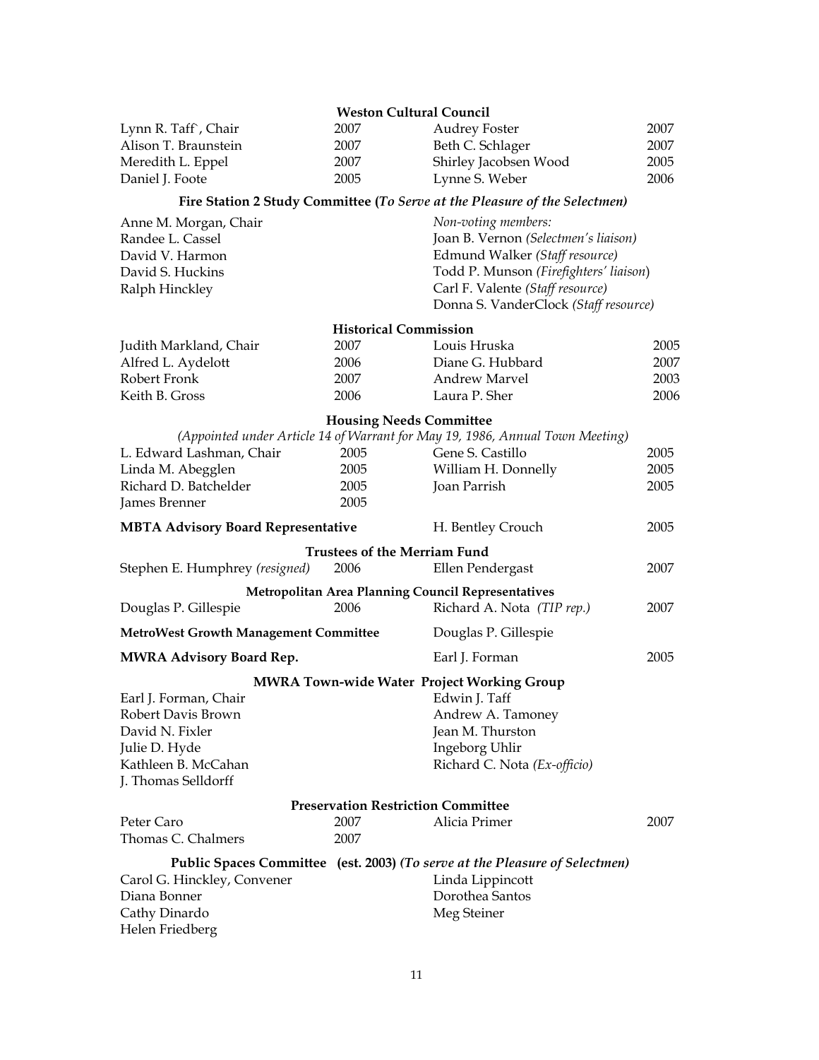### Weston Cultural Council

| | | | |
|---|---|---|---|
| Lynn R. Taff`, Chair | 2007 | Audrey Foster | 2007 |
| Alison T. Braunstein | 2007 | Beth C. Schlager | 2007 |
| Meredith L. Eppel | 2007 | Shirley Jacobsen Wood | 2005 |
| Daniel J. Foote | 2005 | Lynne S. Weber | 2006 |

### Fire Station 2 Study Committee (*To Serve at the Pleasure of the Selectmen)*

Anne M. Morgan, Chair
Randee L. Cassel
David V. Harmon
David S. Huckins
Ralph Hinckley

*Non-voting members:*
Joan B. Vernon *(Selectmen's liaison)*
Edmund Walker *(Staff resource)*
Todd P. Munson *(Firefighters' liaison)*
Carl F. Valente *(Staff resource)*
Donna S. VanderClock *(Staff resource)*

### Historical Commission

| | | | |
|---|---|---|---|
| Judith Markland, Chair | 2007 | Louis Hruska | 2005 |
| Alfred L. Aydelott | 2006 | Diane G. Hubbard | 2007 |
| Robert Fronk | 2007 | Andrew Marvel | 2003 |
| Keith B. Gross | 2006 | Laura P. Sher | 2006 |

### Housing Needs Committee

*(Appointed under Article 14 of Warrant for May 19, 1986, Annual Town Meeting)*

| | | | |
|---|---|---|---|
| L. Edward Lashman, Chair | 2005 | Gene S. Castillo | 2005 |
| Linda M. Abegglen | 2005 | William H. Donnelly | 2005 |
| Richard D. Batchelder | 2005 | Joan Parrish | 2005 |
| James Brenner | 2005 | | |

**MBTA Advisory Board Representative** — H. Bentley Crouch 2005

### Trustees of the Merriam Fund

| | | | |
|---|---|---|---|
| Stephen E. Humphrey *(resigned)* | 2006 | Ellen Pendergast | 2007 |

### Metropolitan Area Planning Council Representatives

| | | | |
|---|---|---|---|
| Douglas P. Gillespie | 2006 | Richard A. Nota *(TIP rep.)* | 2007 |

**MetroWest Growth Management Committee** — Douglas P. Gillespie

**MWRA Advisory Board Rep.** — Earl J. Forman 2005

### MWRA Town-wide Water Project Working Group

Earl J. Forman, Chair
Robert Davis Brown
David N. Fixler
Julie D. Hyde
Kathleen B. McCahan
J. Thomas Selldorff
Edwin J. Taff
Andrew A. Tamoney
Jean M. Thurston
Ingeborg Uhlir
Richard C. Nota *(Ex-officio)*

### Preservation Restriction Committee

| | | | |
|---|---|---|---|
| Peter Caro | 2007 | Alicia Primer | 2007 |
| Thomas C. Chalmers | 2007 | | |

### Public Spaces Committee (est. 2003) *(To serve at the Pleasure of Selectmen)*

Carol G. Hinckley, Convener
Diana Bonner
Cathy Dinardo
Helen Friedberg
Linda Lippincott
Dorothea Santos
Meg Steiner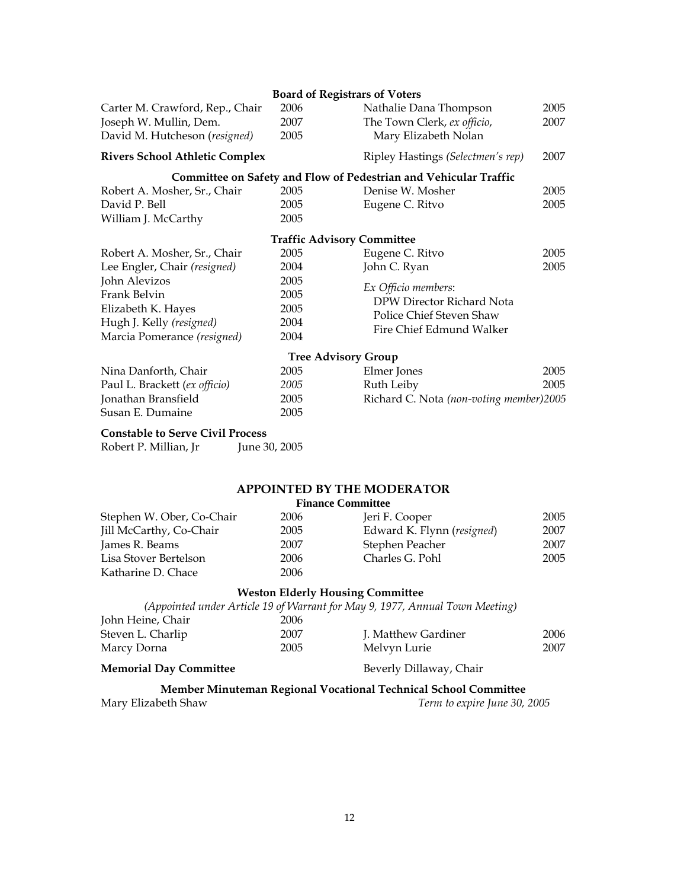### Board of Registrars of Voters

| | | | |
|---|---|---|---|
| Carter M. Crawford, Rep., Chair | 2006 | Nathalie Dana Thompson | 2005 |
| Joseph W. Mullin, Dem. | 2007 | The Town Clerk, *ex officio*, Mary Elizabeth Nolan | 2007 |
| David M. Hutcheson (*resigned*) | 2005 | | |

**Rivers School Athletic Complex**

Ripley Hastings *(Selectmen's rep)* 2007

### Committee on Safety and Flow of Pedestrian and Vehicular Traffic

| | | | |
|---|---|---|---|
| Robert A. Mosher, Sr., Chair | 2005 | Denise W. Mosher | 2005 |
| David P. Bell | 2005 | Eugene C. Ritvo | 2005 |
| William J. McCarthy | 2005 | | |

### Traffic Advisory Committee

| | | | |
|---|---|---|---|
| Robert A. Mosher, Sr., Chair | 2005 | Eugene C. Ritvo | 2005 |
| Lee Engler, Chair *(resigned)* | 2004 | John C. Ryan | 2005 |
| John Alevizos | 2005 | | |
| Frank Belvin | 2005 | | |
| Elizabeth K. Hayes | 2005 | | |
| Hugh J. Kelly *(resigned)* | 2004 | | |
| Marcia Pomerance *(resigned)* | 2004 | | |

*Ex Officio members*:
- DPW Director Richard Nota
- Police Chief Steven Shaw
- Fire Chief Edmund Walker

### Tree Advisory Group

| | | | |
|---|---|---|---|
| Nina Danforth, Chair | 2005 | Elmer Jones | 2005 |
| Paul L. Brackett (*ex officio*) | *2005* | Ruth Leiby | 2005 |
| Jonathan Bransfield | 2005 | Richard C. Nota *(non-voting member)* | 2005 |
| Susan E. Dumaine | 2005 | | |

**Constable to Serve Civil Process**

Robert P. Millian, Jr June 30, 2005

## APPOINTED BY THE MODERATOR

### Finance Committee

| | | | |
|---|---|---|---|
| Stephen W. Ober, Co-Chair | 2006 | Jeri F. Cooper | 2005 |
| Jill McCarthy, Co-Chair | 2005 | Edward K. Flynn (*resigned*) | 2007 |
| James R. Beams | 2007 | Stephen Peacher | 2007 |
| Lisa Stover Bertelson | 2006 | Charles G. Pohl | 2005 |
| Katharine D. Chace | 2006 | | |

### Weston Elderly Housing Committee

*(Appointed under Article 19 of Warrant for May 9, 1977, Annual Town Meeting)*

| | | | |
|---|---|---|---|
| John Heine, Chair | 2006 | | |
| Steven L. Charlip | 2007 | J. Matthew Gardiner | 2006 |
| Marcy Dorna | 2005 | Melvyn Lurie | 2007 |

**Memorial Day Committee**

Beverly Dillaway, Chair

### Member Minuteman Regional Vocational Technical School Committee

Mary Elizabeth Shaw *Term to expire June 30, 2005*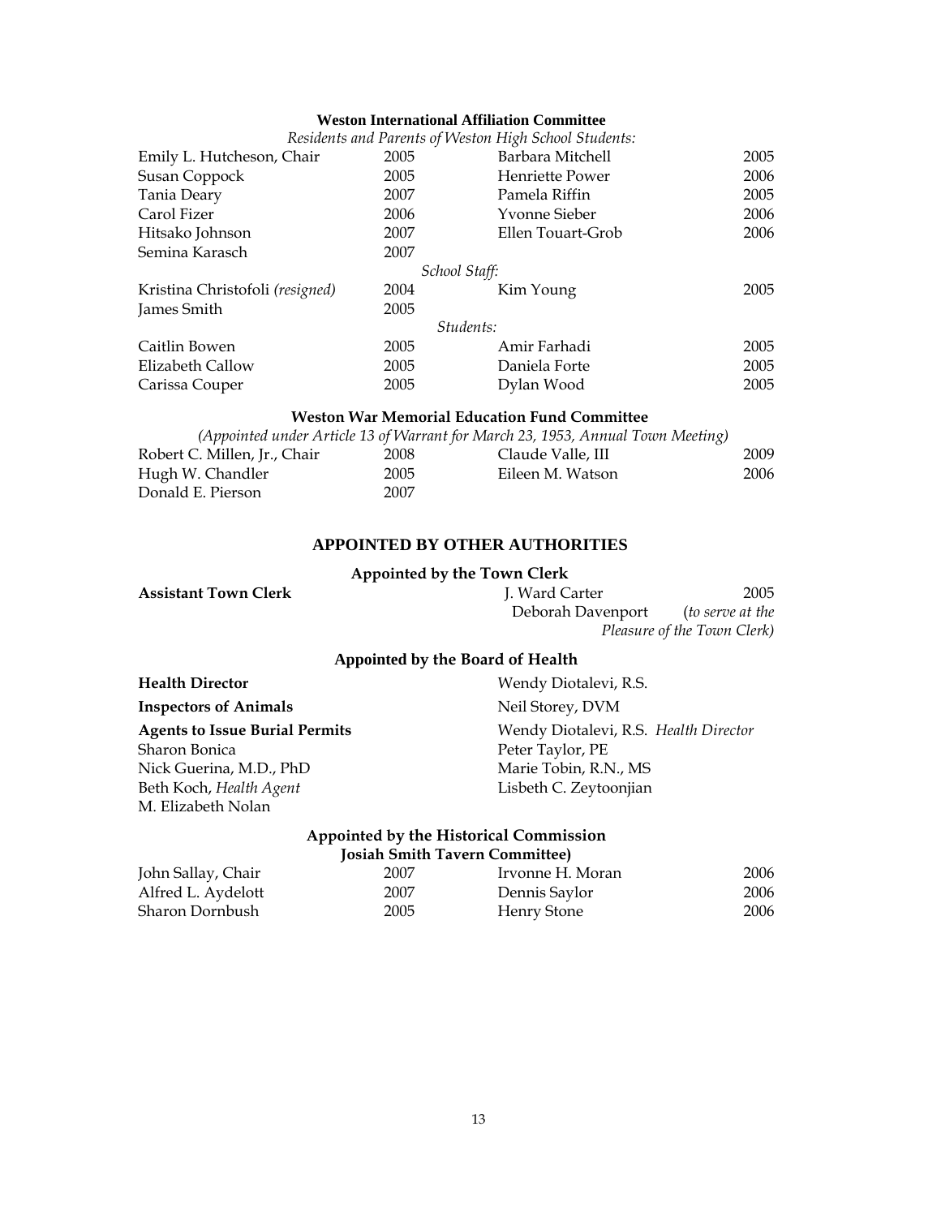### Weston International Affiliation Committee

*Residents and Parents of Weston High School Students:*

| | | | |
|---|---|---|---|
| Emily L. Hutcheson, Chair | 2005 | Barbara Mitchell | 2005 |
| Susan Coppock | 2005 | Henriette Power | 2006 |
| Tania Deary | 2007 | Pamela Riffin | 2005 |
| Carol Fizer | 2006 | Yvonne Sieber | 2006 |
| Hitsako Johnson | 2007 | Ellen Touart-Grob | 2006 |
| Semina Karasch | 2007 | | |

*School Staff:*

| | | | |
|---|---|---|---|
| Kristina Christofoli *(resigned)* | 2004 | Kim Young | 2005 |
| James Smith | 2005 | | |

*Students:*

| | | | |
|---|---|---|---|
| Caitlin Bowen | 2005 | Amir Farhadi | 2005 |
| Elizabeth Callow | 2005 | Daniela Forte | 2005 |
| Carissa Couper | 2005 | Dylan Wood | 2005 |

### Weston War Memorial Education Fund Committee

*(Appointed under Article 13 of Warrant for March 23, 1953, Annual Town Meeting)*

| | | | |
|---|---|---|---|
| Robert C. Millen, Jr., Chair | 2008 | Claude Valle, III | 2009 |
| Hugh W. Chandler | 2005 | Eileen M. Watson | 2006 |
| Donald E. Pierson | 2007 | | |

## APPOINTED BY OTHER AUTHORITIES

### Appointed by the Town Clerk

**Assistant Town Clerk** — J. Ward Carter 2005; Deborah Davenport *(to serve at the Pleasure of the Town Clerk)*

### Appointed by the Board of Health

**Health Director** — Wendy Diotalevi, R.S.

**Inspectors of Animals** — Neil Storey, DVM

**Agents to Issue Burial Permits**

- Wendy Diotalevi, R.S. *Health Director*
- Sharon Bonica
- Peter Taylor, PE
- Nick Guerina, M.D., PhD
- Marie Tobin, R.N., MS
- Beth Koch, *Health Agent*
- Lisbeth C. Zeytoonjian
- M. Elizabeth Nolan

### Appointed by the Historical Commission
### Josiah Smith Tavern Committee)

| | | | |
|---|---|---|---|
| John Sallay, Chair | 2007 | Irvonne H. Moran | 2006 |
| Alfred L. Aydelott | 2007 | Dennis Saylor | 2006 |
| Sharon Dornbush | 2005 | Henry Stone | 2006 |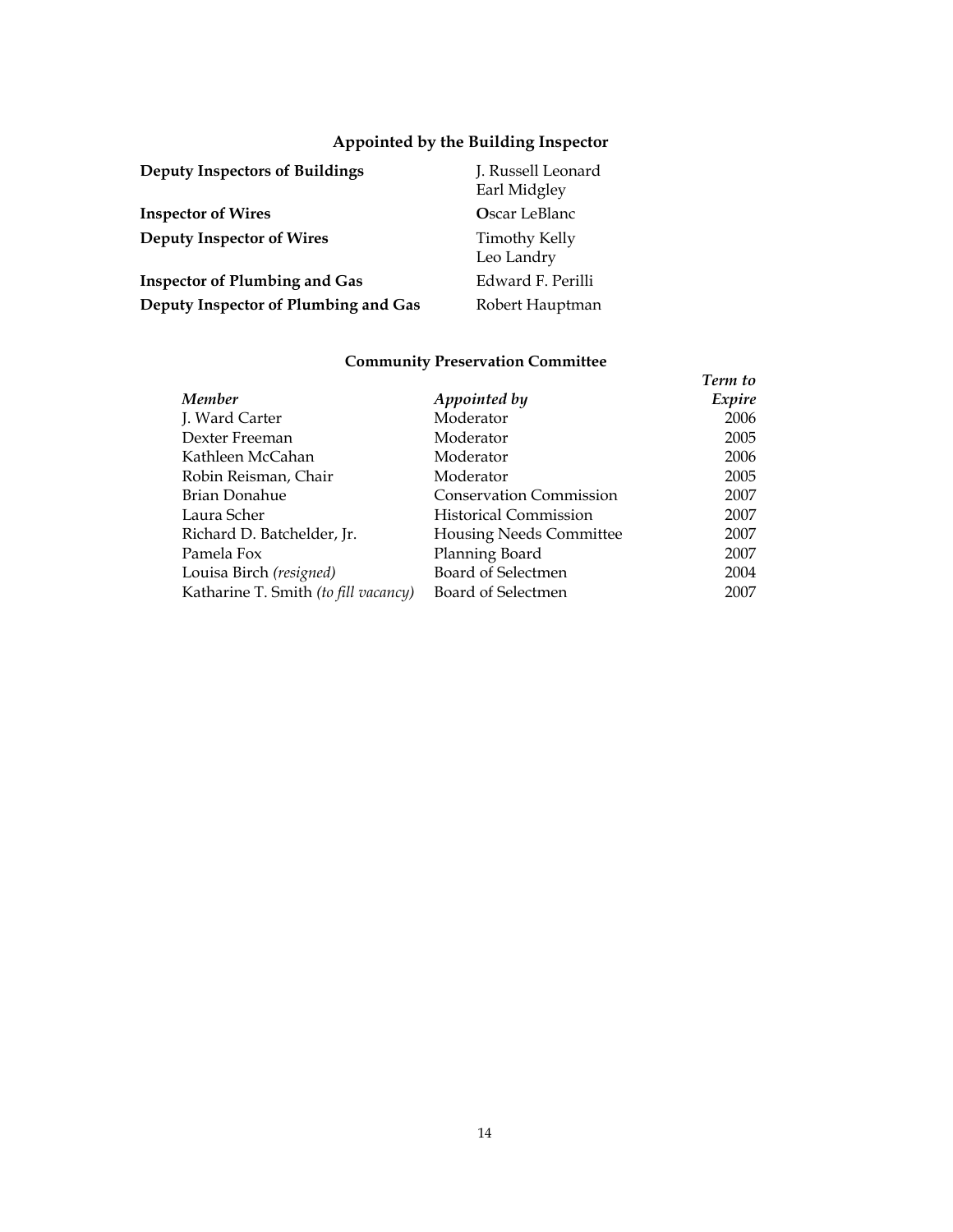## Appointed by the Building Inspector

| | |
|---|---|
| **Deputy Inspectors of Buildings** | J. Russell Leonard<br>Earl Midgley |
| **Inspector of Wires** | Oscar LeBlanc |
| **Deputy Inspector of Wires** | Timothy Kelly<br>Leo Landry |
| **Inspector of Plumbing and Gas** | Edward F. Perilli |
| **Deputy Inspector of Plumbing and Gas** | Robert Hauptman |

## Community Preservation Committee

| *Member* | *Appointed by* | *Term to Expire* |
|---|---|---|
| J. Ward Carter | Moderator | 2006 |
| Dexter Freeman | Moderator | 2005 |
| Kathleen McCahan | Moderator | 2006 |
| Robin Reisman, Chair | Moderator | 2005 |
| Brian Donahue | Conservation Commission | 2007 |
| Laura Scher | Historical Commission | 2007 |
| Richard D. Batchelder, Jr. | Housing Needs Committee | 2007 |
| Pamela Fox | Planning Board | 2007 |
| Louisa Birch *(resigned)* | Board of Selectmen | 2004 |
| Katharine T. Smith *(to fill vacancy)* | Board of Selectmen | 2007 |